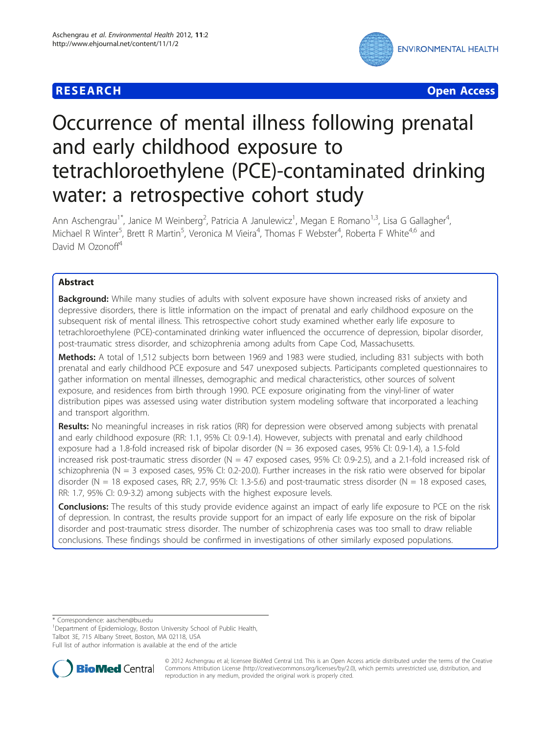**RESEARCH** **Open Access**

# Occurrence of mental illness following prenatal and early childhood exposure to tetrachloroethylene (PCE)-contaminated drinking water: a retrospective cohort study

Ann Aschengrau[1*], Janice M Weinberg[2], Patricia A Janulewicz[1], Megan E Romano[1,3], Lisa G Gallagher[4], Michael R Winter[5], Brett R Martin[5], Veronica M Vieira[4], Thomas F Webster[4], Roberta F White[4,6] and David M Ozonoff[4]

## Abstract

**Background:** While many studies of adults with solvent exposure have shown increased risks of anxiety and depressive disorders, there is little information on the impact of prenatal and early childhood exposure on the subsequent risk of mental illness. This retrospective cohort study examined whether early life exposure to tetrachloroethylene (PCE)-contaminated drinking water influenced the occurrence of depression, bipolar disorder, post-traumatic stress disorder, and schizophrenia among adults from Cape Cod, Massachusetts.

**Methods:** A total of 1,512 subjects born between 1969 and 1983 were studied, including 831 subjects with both prenatal and early childhood PCE exposure and 547 unexposed subjects. Participants completed questionnaires to gather information on mental illnesses, demographic and medical characteristics, other sources of solvent exposure, and residences from birth through 1990. PCE exposure originating from the vinyl-liner of water distribution pipes was assessed using water distribution system modeling software that incorporated a leaching and transport algorithm.

**Results:** No meaningful increases in risk ratios (RR) for depression were observed among subjects with prenatal and early childhood exposure (RR: 1.1, 95% CI: 0.9-1.4). However, subjects with prenatal and early childhood exposure had a 1.8-fold increased risk of bipolar disorder (N = 36 exposed cases, 95% CI: 0.9-1.4), a 1.5-fold increased risk post-traumatic stress disorder (N = 47 exposed cases, 95% CI: 0.9-2.5), and a 2.1-fold increased risk of schizophrenia (N = 3 exposed cases, 95% CI: 0.2-20.0). Further increases in the risk ratio were observed for bipolar disorder (N = 18 exposed cases, RR; 2.7, 95% CI: 1.3-5.6) and post-traumatic stress disorder (N = 18 exposed cases, RR: 1.7, 95% CI: 0.9-3.2) among subjects with the highest exposure levels.

**Conclusions:** The results of this study provide evidence against an impact of early life exposure to PCE on the risk of depression. In contrast, the results provide support for an impact of early life exposure on the risk of bipolar disorder and post-traumatic stress disorder. The number of schizophrenia cases was too small to draw reliable conclusions. These findings should be confirmed in investigations of other similarly exposed populations.

---

\* Correspondence: aaschen@bu.edu
[1]Department of Epidemiology, Boston University School of Public Health, Talbot 3E, 715 Albany Street, Boston, MA 02118, USA
Full list of author information is available at the end of the article

© 2012 Aschengrau et al; licensee BioMed Central Ltd. This is an Open Access article distributed under the terms of the Creative Commons Attribution License (http://creativecommons.org/licenses/by/2.0), which permits unrestricted use, distribution, and reproduction in any medium, provided the original work is properly cited.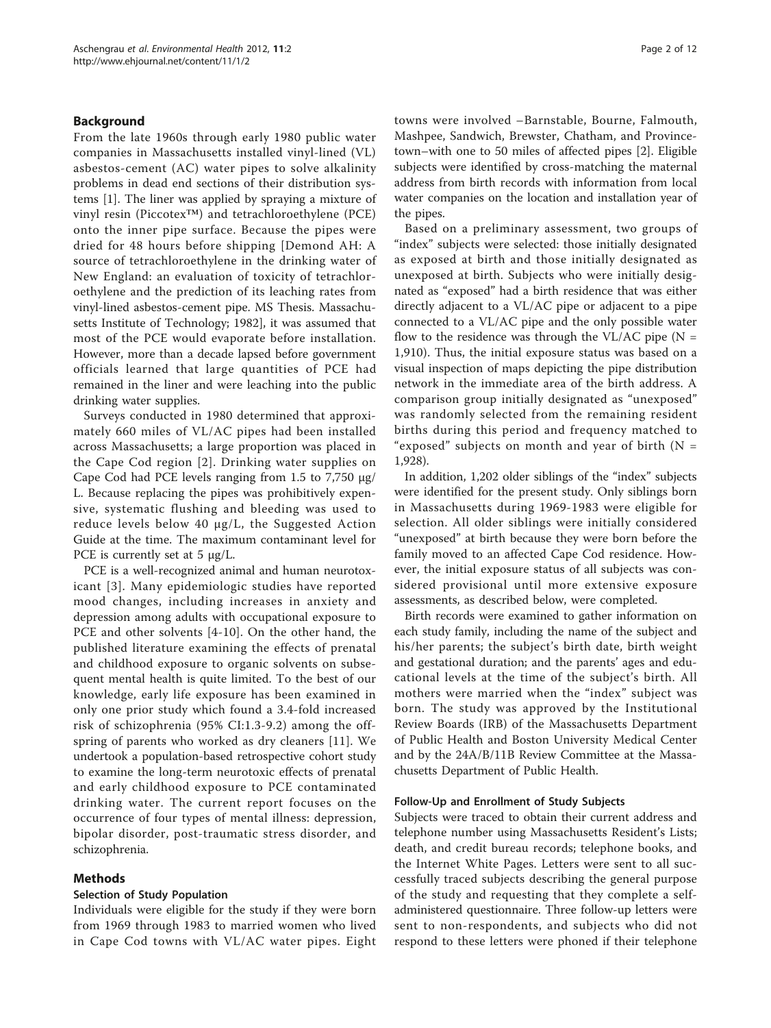## Background

From the late 1960s through early 1980 public water companies in Massachusetts installed vinyl-lined (VL) asbestos-cement (AC) water pipes to solve alkalinity problems in dead end sections of their distribution systems [1]. The liner was applied by spraying a mixture of vinyl resin (Piccotex™) and tetrachloroethylene (PCE) onto the inner pipe surface. Because the pipes were dried for 48 hours before shipping [Demond AH: A source of tetrachloroethylene in the drinking water of New England: an evaluation of toxicity of tetrachloroethylene and the prediction of its leaching rates from vinyl-lined asbestos-cement pipe. MS Thesis. Massachusetts Institute of Technology; 1982], it was assumed that most of the PCE would evaporate before installation. However, more than a decade lapsed before government officials learned that large quantities of PCE had remained in the liner and were leaching into the public drinking water supplies.

Surveys conducted in 1980 determined that approximately 660 miles of VL/AC pipes had been installed across Massachusetts; a large proportion was placed in the Cape Cod region [2]. Drinking water supplies on Cape Cod had PCE levels ranging from 1.5 to 7,750 μg/L. Because replacing the pipes was prohibitively expensive, systematic flushing and bleeding was used to reduce levels below 40 μg/L, the Suggested Action Guide at the time. The maximum contaminant level for PCE is currently set at 5 μg/L.

PCE is a well-recognized animal and human neurotoxicant [3]. Many epidemiologic studies have reported mood changes, including increases in anxiety and depression among adults with occupational exposure to PCE and other solvents [4-10]. On the other hand, the published literature examining the effects of prenatal and childhood exposure to organic solvents on subsequent mental health is quite limited. To the best of our knowledge, early life exposure has been examined in only one prior study which found a 3.4-fold increased risk of schizophrenia (95% CI:1.3-9.2) among the offspring of parents who worked as dry cleaners [11]. We undertook a population-based retrospective cohort study to examine the long-term neurotoxic effects of prenatal and early childhood exposure to PCE contaminated drinking water. The current report focuses on the occurrence of four types of mental illness: depression, bipolar disorder, post-traumatic stress disorder, and schizophrenia.

## Methods

### Selection of Study Population

Individuals were eligible for the study if they were born from 1969 through 1983 to married women who lived in Cape Cod towns with VL/AC water pipes. Eight towns were involved –Barnstable, Bourne, Falmouth, Mashpee, Sandwich, Brewster, Chatham, and Provincetown–with one to 50 miles of affected pipes [2]. Eligible subjects were identified by cross-matching the maternal address from birth records with information from local water companies on the location and installation year of the pipes.

Based on a preliminary assessment, two groups of "index" subjects were selected: those initially designated as exposed at birth and those initially designated as unexposed at birth. Subjects who were initially designated as "exposed" had a birth residence that was either directly adjacent to a VL/AC pipe or adjacent to a pipe connected to a VL/AC pipe and the only possible water flow to the residence was through the VL/AC pipe (N = 1,910). Thus, the initial exposure status was based on a visual inspection of maps depicting the pipe distribution network in the immediate area of the birth address. A comparison group initially designated as "unexposed" was randomly selected from the remaining resident births during this period and frequency matched to "exposed" subjects on month and year of birth (N = 1,928).

In addition, 1,202 older siblings of the "index" subjects were identified for the present study. Only siblings born in Massachusetts during 1969-1983 were eligible for selection. All older siblings were initially considered "unexposed" at birth because they were born before the family moved to an affected Cape Cod residence. However, the initial exposure status of all subjects was considered provisional until more extensive exposure assessments, as described below, were completed.

Birth records were examined to gather information on each study family, including the name of the subject and his/her parents; the subject's birth date, birth weight and gestational duration; and the parents' ages and educational levels at the time of the subject's birth. All mothers were married when the "index" subject was born. The study was approved by the Institutional Review Boards (IRB) of the Massachusetts Department of Public Health and Boston University Medical Center and by the 24A/B/11B Review Committee at the Massachusetts Department of Public Health.

### Follow-Up and Enrollment of Study Subjects

Subjects were traced to obtain their current address and telephone number using Massachusetts Resident's Lists; death, and credit bureau records; telephone books, and the Internet White Pages. Letters were sent to all successfully traced subjects describing the general purpose of the study and requesting that they complete a self-administered questionnaire. Three follow-up letters were sent to non-respondents, and subjects who did not respond to these letters were phoned if their telephone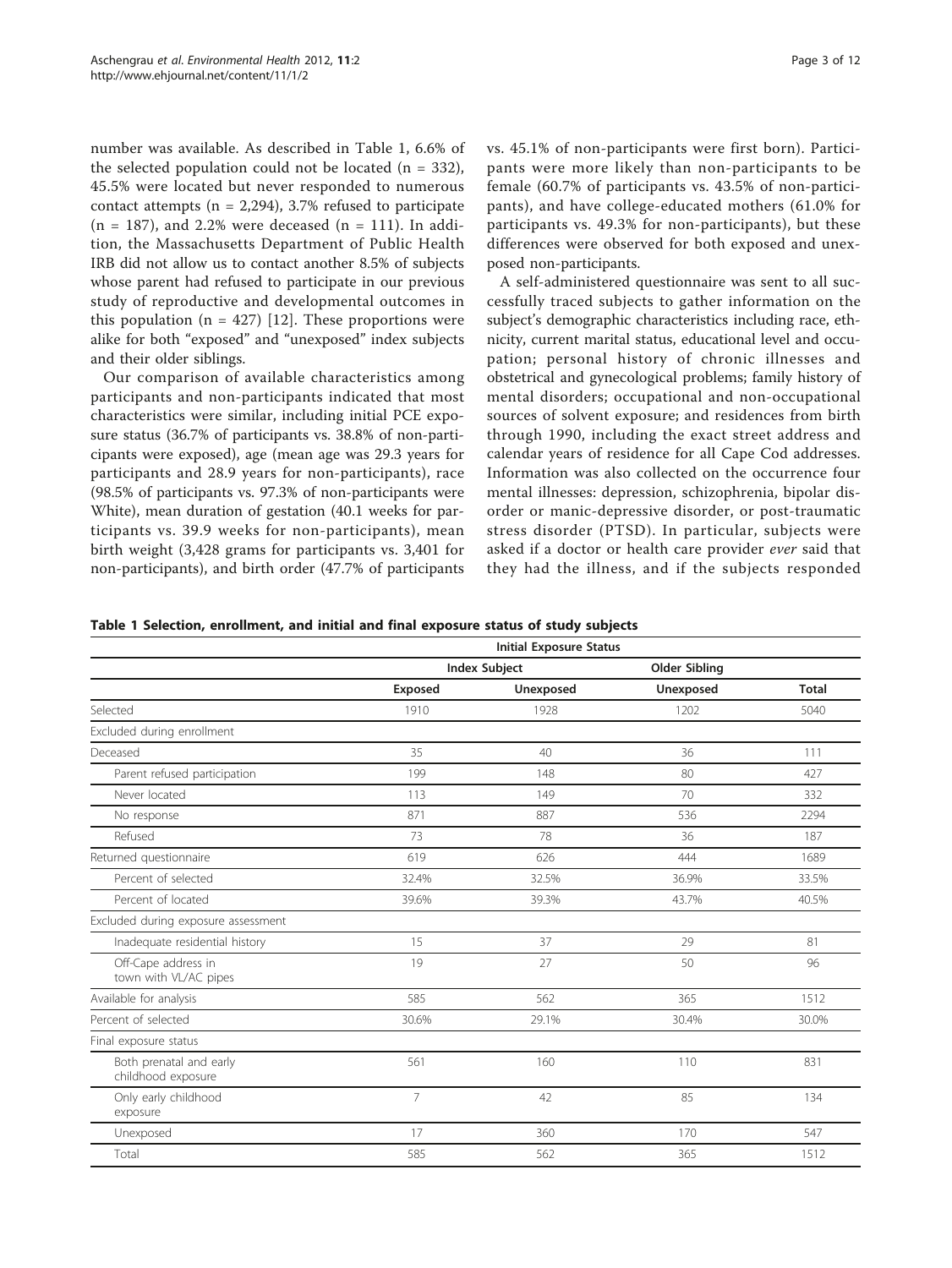number was available. As described in Table 1, 6.6% of the selected population could not be located (n = 332), 45.5% were located but never responded to numerous contact attempts (n = 2,294), 3.7% refused to participate (n = 187), and 2.2% were deceased (n = 111). In addition, the Massachusetts Department of Public Health IRB did not allow us to contact another 8.5% of subjects whose parent had refused to participate in our previous study of reproductive and developmental outcomes in this population (n = 427) [12]. These proportions were alike for both "exposed" and "unexposed" index subjects and their older siblings.

Our comparison of available characteristics among participants and non-participants indicated that most characteristics were similar, including initial PCE exposure status (36.7% of participants vs. 38.8% of non-participants were exposed), age (mean age was 29.3 years for participants and 28.9 years for non-participants), race (98.5% of participants vs. 97.3% of non-participants were White), mean duration of gestation (40.1 weeks for participants vs. 39.9 weeks for non-participants), mean birth weight (3,428 grams for participants vs. 3,401 for non-participants), and birth order (47.7% of participants vs. 45.1% of non-participants were first born). Participants were more likely than non-participants to be female (60.7% of participants vs. 43.5% of non-participants), and have college-educated mothers (61.0% for participants vs. 49.3% for non-participants), but these differences were observed for both exposed and unexposed non-participants.

A self-administered questionnaire was sent to all successfully traced subjects to gather information on the subject's demographic characteristics including race, ethnicity, current marital status, educational level and occupation; personal history of chronic illnesses and obstetrical and gynecological problems; family history of mental disorders; occupational and non-occupational sources of solvent exposure; and residences from birth through 1990, including the exact street address and calendar years of residence for all Cape Cod addresses. Information was also collected on the occurrence four mental illnesses: depression, schizophrenia, bipolar disorder or manic-depressive disorder, or post-traumatic stress disorder (PTSD). In particular, subjects were asked if a doctor or health care provider *ever* said that they had the illness, and if the subjects responded

**Table 1 Selection, enrollment, and initial and final exposure status of study subjects**

| | Initial Exposure Status | | | |
|---|---|---|---|---|
| | Index Subject | | Older Sibling | |
| | Exposed | Unexposed | Unexposed | Total |
| Selected | 1910 | 1928 | 1202 | 5040 |
| Excluded during enrollment | | | | |
| Deceased | 35 | 40 | 36 | 111 |
| Parent refused participation | 199 | 148 | 80 | 427 |
| Never located | 113 | 149 | 70 | 332 |
| No response | 871 | 887 | 536 | 2294 |
| Refused | 73 | 78 | 36 | 187 |
| Returned questionnaire | 619 | 626 | 444 | 1689 |
| Percent of selected | 32.4% | 32.5% | 36.9% | 33.5% |
| Percent of located | 39.6% | 39.3% | 43.7% | 40.5% |
| Excluded during exposure assessment | | | | |
| Inadequate residential history | 15 | 37 | 29 | 81 |
| Off-Cape address in town with VL/AC pipes | 19 | 27 | 50 | 96 |
| Available for analysis | 585 | 562 | 365 | 1512 |
| Percent of selected | 30.6% | 29.1% | 30.4% | 30.0% |
| Final exposure status | | | | |
| Both prenatal and early childhood exposure | 561 | 160 | 110 | 831 |
| Only early childhood exposure | 7 | 42 | 85 | 134 |
| Unexposed | 17 | 360 | 170 | 547 |
| Total | 585 | 562 | 365 | 1512 |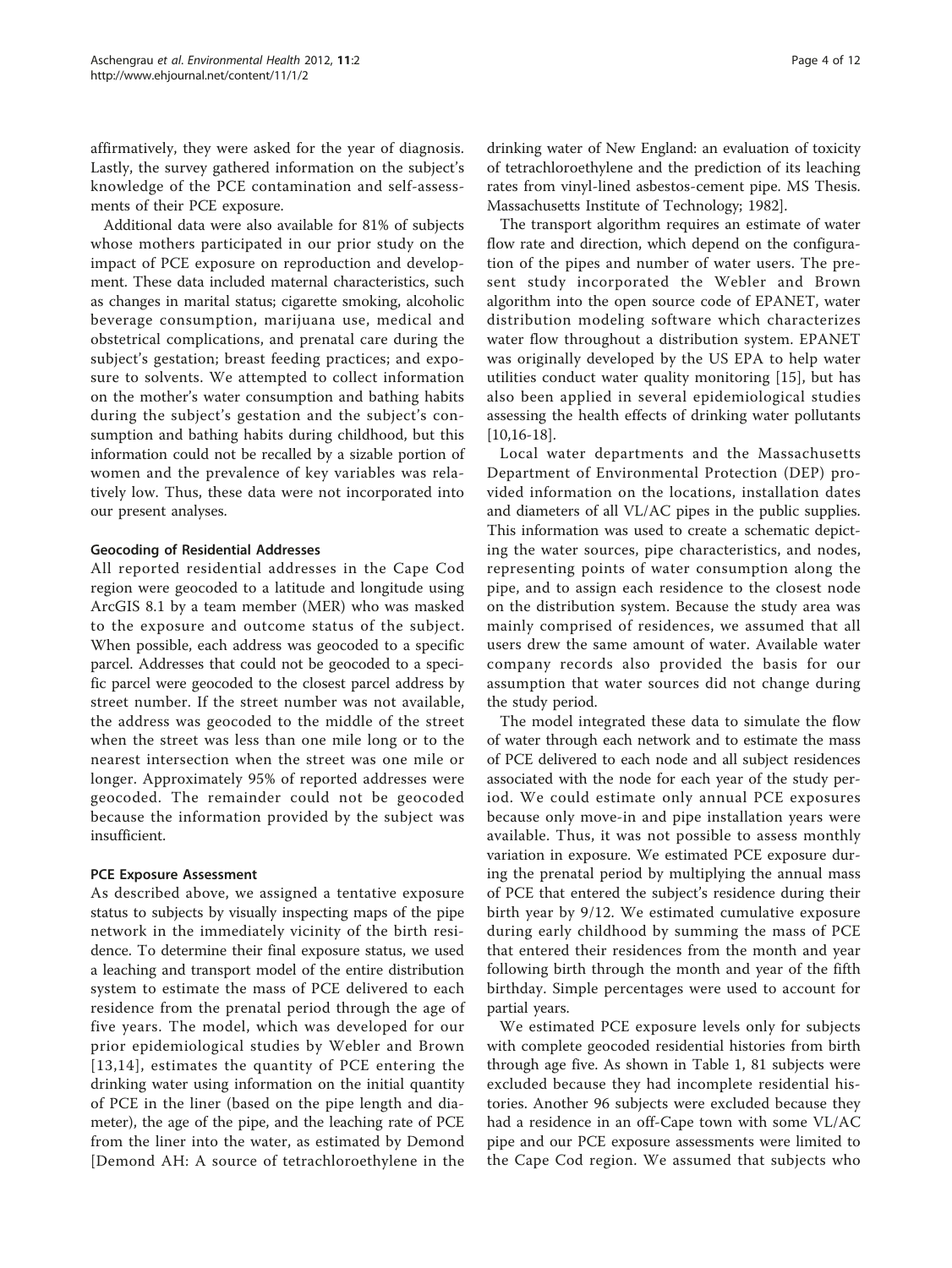affirmatively, they were asked for the year of diagnosis. Lastly, the survey gathered information on the subject's knowledge of the PCE contamination and self-assessments of their PCE exposure.

Additional data were also available for 81% of subjects whose mothers participated in our prior study on the impact of PCE exposure on reproduction and development. These data included maternal characteristics, such as changes in marital status; cigarette smoking, alcoholic beverage consumption, marijuana use, medical and obstetrical complications, and prenatal care during the subject's gestation; breast feeding practices; and exposure to solvents. We attempted to collect information on the mother's water consumption and bathing habits during the subject's gestation and the subject's consumption and bathing habits during childhood, but this information could not be recalled by a sizable portion of women and the prevalence of key variables was relatively low. Thus, these data were not incorporated into our present analyses.

#### Geocoding of Residential Addresses

All reported residential addresses in the Cape Cod region were geocoded to a latitude and longitude using ArcGIS 8.1 by a team member (MER) who was masked to the exposure and outcome status of the subject. When possible, each address was geocoded to a specific parcel. Addresses that could not be geocoded to a specific parcel were geocoded to the closest parcel address by street number. If the street number was not available, the address was geocoded to the middle of the street when the street was less than one mile long or to the nearest intersection when the street was one mile or longer. Approximately 95% of reported addresses were geocoded. The remainder could not be geocoded because the information provided by the subject was insufficient.

#### PCE Exposure Assessment

As described above, we assigned a tentative exposure status to subjects by visually inspecting maps of the pipe network in the immediately vicinity of the birth residence. To determine their final exposure status, we used a leaching and transport model of the entire distribution system to estimate the mass of PCE delivered to each residence from the prenatal period through the age of five years. The model, which was developed for our prior epidemiological studies by Webler and Brown [13,14], estimates the quantity of PCE entering the drinking water using information on the initial quantity of PCE in the liner (based on the pipe length and diameter), the age of the pipe, and the leaching rate of PCE from the liner into the water, as estimated by Demond [Demond AH: A source of tetrachloroethylene in the drinking water of New England: an evaluation of toxicity of tetrachloroethylene and the prediction of its leaching rates from vinyl-lined asbestos-cement pipe. MS Thesis. Massachusetts Institute of Technology; 1982].

The transport algorithm requires an estimate of water flow rate and direction, which depend on the configuration of the pipes and number of water users. The present study incorporated the Webler and Brown algorithm into the open source code of EPANET, water distribution modeling software which characterizes water flow throughout a distribution system. EPANET was originally developed by the US EPA to help water utilities conduct water quality monitoring [15], but has also been applied in several epidemiological studies assessing the health effects of drinking water pollutants [10,16-18].

Local water departments and the Massachusetts Department of Environmental Protection (DEP) provided information on the locations, installation dates and diameters of all VL/AC pipes in the public supplies. This information was used to create a schematic depicting the water sources, pipe characteristics, and nodes, representing points of water consumption along the pipe, and to assign each residence to the closest node on the distribution system. Because the study area was mainly comprised of residences, we assumed that all users drew the same amount of water. Available water company records also provided the basis for our assumption that water sources did not change during the study period.

The model integrated these data to simulate the flow of water through each network and to estimate the mass of PCE delivered to each node and all subject residences associated with the node for each year of the study period. We could estimate only annual PCE exposures because only move-in and pipe installation years were available. Thus, it was not possible to assess monthly variation in exposure. We estimated PCE exposure during the prenatal period by multiplying the annual mass of PCE that entered the subject's residence during their birth year by 9/12. We estimated cumulative exposure during early childhood by summing the mass of PCE that entered their residences from the month and year following birth through the month and year of the fifth birthday. Simple percentages were used to account for partial years.

We estimated PCE exposure levels only for subjects with complete geocoded residential histories from birth through age five. As shown in Table 1, 81 subjects were excluded because they had incomplete residential histories. Another 96 subjects were excluded because they had a residence in an off-Cape town with some VL/AC pipe and our PCE exposure assessments were limited to the Cape Cod region. We assumed that subjects who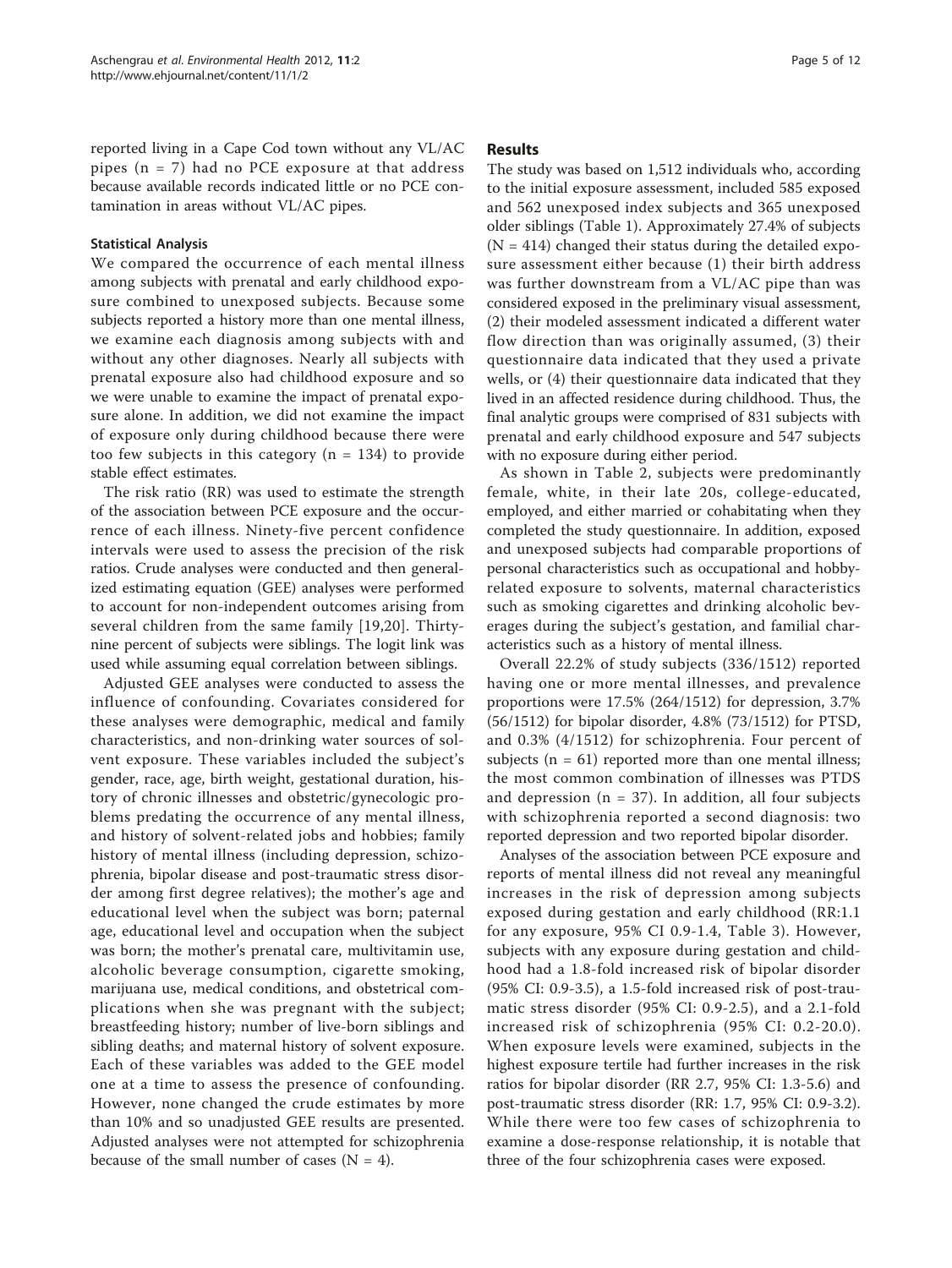reported living in a Cape Cod town without any VL/AC pipes (n = 7) had no PCE exposure at that address because available records indicated little or no PCE contamination in areas without VL/AC pipes.

### Statistical Analysis

We compared the occurrence of each mental illness among subjects with prenatal and early childhood exposure combined to unexposed subjects. Because some subjects reported a history more than one mental illness, we examine each diagnosis among subjects with and without any other diagnoses. Nearly all subjects with prenatal exposure also had childhood exposure and so we were unable to examine the impact of prenatal exposure alone. In addition, we did not examine the impact of exposure only during childhood because there were too few subjects in this category (n = 134) to provide stable effect estimates.

The risk ratio (RR) was used to estimate the strength of the association between PCE exposure and the occurrence of each illness. Ninety-five percent confidence intervals were used to assess the precision of the risk ratios. Crude analyses were conducted and then generalized estimating equation (GEE) analyses were performed to account for non-independent outcomes arising from several children from the same family [19,20]. Thirty-nine percent of subjects were siblings. The logit link was used while assuming equal correlation between siblings.

Adjusted GEE analyses were conducted to assess the influence of confounding. Covariates considered for these analyses were demographic, medical and family characteristics, and non-drinking water sources of solvent exposure. These variables included the subject's gender, race, age, birth weight, gestational duration, history of chronic illnesses and obstetric/gynecologic problems predating the occurrence of any mental illness, and history of solvent-related jobs and hobbies; family history of mental illness (including depression, schizophrenia, bipolar disease and post-traumatic stress disorder among first degree relatives); the mother's age and educational level when the subject was born; paternal age, educational level and occupation when the subject was born; the mother's prenatal care, multivitamin use, alcoholic beverage consumption, cigarette smoking, marijuana use, medical conditions, and obstetrical complications when she was pregnant with the subject; breastfeeding history; number of live-born siblings and sibling deaths; and maternal history of solvent exposure. Each of these variables was added to the GEE model one at a time to assess the presence of confounding. However, none changed the crude estimates by more than 10% and so unadjusted GEE results are presented. Adjusted analyses were not attempted for schizophrenia because of the small number of cases (N = 4).

## Results

The study was based on 1,512 individuals who, according to the initial exposure assessment, included 585 exposed and 562 unexposed index subjects and 365 unexposed older siblings (Table 1). Approximately 27.4% of subjects (N = 414) changed their status during the detailed exposure assessment either because (1) their birth address was further downstream from a VL/AC pipe than was considered exposed in the preliminary visual assessment, (2) their modeled assessment indicated a different water flow direction than was originally assumed, (3) their questionnaire data indicated that they used a private wells, or (4) their questionnaire data indicated that they lived in an affected residence during childhood. Thus, the final analytic groups were comprised of 831 subjects with prenatal and early childhood exposure and 547 subjects with no exposure during either period.

As shown in Table 2, subjects were predominantly female, white, in their late 20s, college-educated, employed, and either married or cohabitating when they completed the study questionnaire. In addition, exposed and unexposed subjects had comparable proportions of personal characteristics such as occupational and hobby-related exposure to solvents, maternal characteristics such as smoking cigarettes and drinking alcoholic beverages during the subject's gestation, and familial characteristics such as a history of mental illness.

Overall 22.2% of study subjects (336/1512) reported having one or more mental illnesses, and prevalence proportions were 17.5% (264/1512) for depression, 3.7% (56/1512) for bipolar disorder, 4.8% (73/1512) for PTSD, and 0.3% (4/1512) for schizophrenia. Four percent of subjects (n = 61) reported more than one mental illness; the most common combination of illnesses was PTDS and depression (n = 37). In addition, all four subjects with schizophrenia reported a second diagnosis: two reported depression and two reported bipolar disorder.

Analyses of the association between PCE exposure and reports of mental illness did not reveal any meaningful increases in the risk of depression among subjects exposed during gestation and early childhood (RR:1.1 for any exposure, 95% CI 0.9-1.4, Table 3). However, subjects with any exposure during gestation and childhood had a 1.8-fold increased risk of bipolar disorder (95% CI: 0.9-3.5), a 1.5-fold increased risk of post-traumatic stress disorder (95% CI: 0.9-2.5), and a 2.1-fold increased risk of schizophrenia (95% CI: 0.2-20.0). When exposure levels were examined, subjects in the highest exposure tertile had further increases in the risk ratios for bipolar disorder (RR 2.7, 95% CI: 1.3-5.6) and post-traumatic stress disorder (RR: 1.7, 95% CI: 0.9-3.2). While there were too few cases of schizophrenia to examine a dose-response relationship, it is notable that three of the four schizophrenia cases were exposed.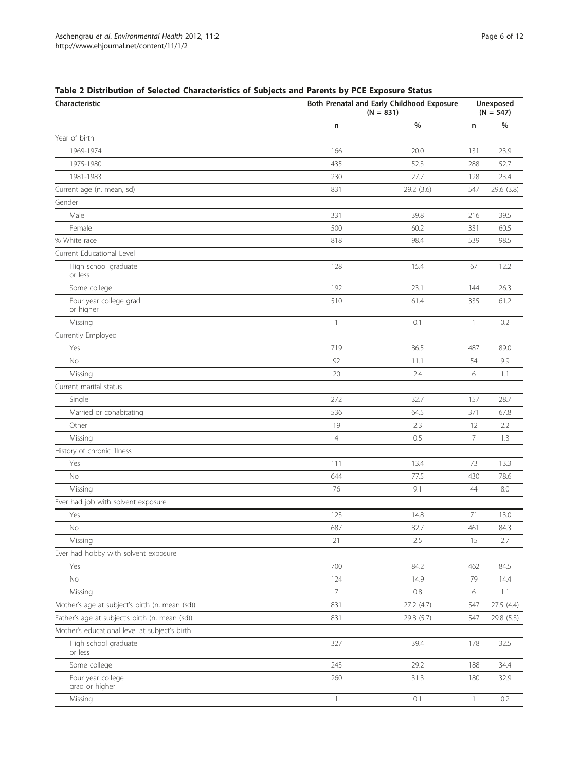**Table 2 Distribution of Selected Characteristics of Subjects and Parents by PCE Exposure Status**

| Characteristic | Both Prenatal and Early Childhood Exposure (N = 831) | | Unexposed (N = 547) | |
|---|---|---|---|---|
| | n | % | n | % |
| Year of birth | | | | |
| 1969-1974 | 166 | 20.0 | 131 | 23.9 |
| 1975-1980 | 435 | 52.3 | 288 | 52.7 |
| 1981-1983 | 230 | 27.7 | 128 | 23.4 |
| Current age (n, mean, sd) | 831 | 29.2 (3.6) | 547 | 29.6 (3.8) |
| Gender | | | | |
| Male | 331 | 39.8 | 216 | 39.5 |
| Female | 500 | 60.2 | 331 | 60.5 |
| % White race | 818 | 98.4 | 539 | 98.5 |
| Current Educational Level | | | | |
| High school graduate or less | 128 | 15.4 | 67 | 12.2 |
| Some college | 192 | 23.1 | 144 | 26.3 |
| Four year college grad or higher | 510 | 61.4 | 335 | 61.2 |
| Missing | 1 | 0.1 | 1 | 0.2 |
| Currently Employed | | | | |
| Yes | 719 | 86.5 | 487 | 89.0 |
| No | 92 | 11.1 | 54 | 9.9 |
| Missing | 20 | 2.4 | 6 | 1.1 |
| Current marital status | | | | |
| Single | 272 | 32.7 | 157 | 28.7 |
| Married or cohabitating | 536 | 64.5 | 371 | 67.8 |
| Other | 19 | 2.3 | 12 | 2.2 |
| Missing | 4 | 0.5 | 7 | 1.3 |
| History of chronic illness | | | | |
| Yes | 111 | 13.4 | 73 | 13.3 |
| No | 644 | 77.5 | 430 | 78.6 |
| Missing | 76 | 9.1 | 44 | 8.0 |
| Ever had job with solvent exposure | | | | |
| Yes | 123 | 14.8 | 71 | 13.0 |
| No | 687 | 82.7 | 461 | 84.3 |
| Missing | 21 | 2.5 | 15 | 2.7 |
| Ever had hobby with solvent exposure | | | | |
| Yes | 700 | 84.2 | 462 | 84.5 |
| No | 124 | 14.9 | 79 | 14.4 |
| Missing | 7 | 0.8 | 6 | 1.1 |
| Mother's age at subject's birth (n, mean (sd)) | 831 | 27.2 (4.7) | 547 | 27.5 (4.4) |
| Father's age at subject's birth (n, mean (sd)) | 831 | 29.8 (5.7) | 547 | 29.8 (5.3) |
| Mother's educational level at subject's birth | | | | |
| High school graduate or less | 327 | 39.4 | 178 | 32.5 |
| Some college | 243 | 29.2 | 188 | 34.4 |
| Four year college grad or higher | 260 | 31.3 | 180 | 32.9 |
| Missing | 1 | 0.1 | 1 | 0.2 |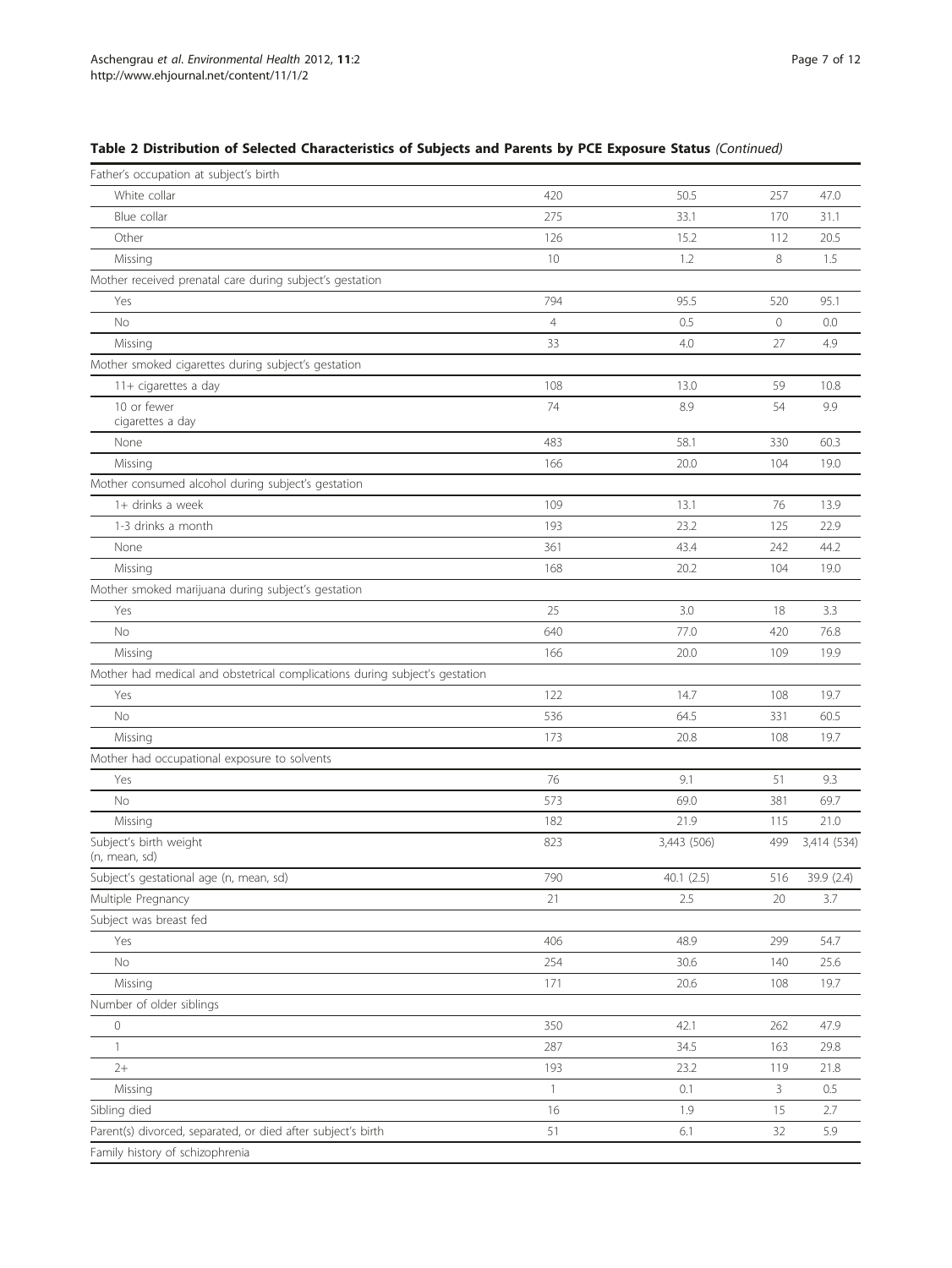**Table 2 Distribution of Selected Characteristics of Subjects and Parents by PCE Exposure Status** *(Continued)*

| | | | | |
|---|---|---|---|---|
| Father's occupation at subject's birth | | | | |
| White collar | 420 | 50.5 | 257 | 47.0 |
| Blue collar | 275 | 33.1 | 170 | 31.1 |
| Other | 126 | 15.2 | 112 | 20.5 |
| Missing | 10 | 1.2 | 8 | 1.5 |
| Mother received prenatal care during subject's gestation | | | | |
| Yes | 794 | 95.5 | 520 | 95.1 |
| No | 4 | 0.5 | 0 | 0.0 |
| Missing | 33 | 4.0 | 27 | 4.9 |
| Mother smoked cigarettes during subject's gestation | | | | |
| 11+ cigarettes a day | 108 | 13.0 | 59 | 10.8 |
| 10 or fewer cigarettes a day | 74 | 8.9 | 54 | 9.9 |
| None | 483 | 58.1 | 330 | 60.3 |
| Missing | 166 | 20.0 | 104 | 19.0 |
| Mother consumed alcohol during subject's gestation | | | | |
| 1+ drinks a week | 109 | 13.1 | 76 | 13.9 |
| 1-3 drinks a month | 193 | 23.2 | 125 | 22.9 |
| None | 361 | 43.4 | 242 | 44.2 |
| Missing | 168 | 20.2 | 104 | 19.0 |
| Mother smoked marijuana during subject's gestation | | | | |
| Yes | 25 | 3.0 | 18 | 3.3 |
| No | 640 | 77.0 | 420 | 76.8 |
| Missing | 166 | 20.0 | 109 | 19.9 |
| Mother had medical and obstetrical complications during subject's gestation | | | | |
| Yes | 122 | 14.7 | 108 | 19.7 |
| No | 536 | 64.5 | 331 | 60.5 |
| Missing | 173 | 20.8 | 108 | 19.7 |
| Mother had occupational exposure to solvents | | | | |
| Yes | 76 | 9.1 | 51 | 9.3 |
| No | 573 | 69.0 | 381 | 69.7 |
| Missing | 182 | 21.9 | 115 | 21.0 |
| Subject's birth weight (n, mean, sd) | 823 | 3,443 (506) | 499 | 3,414 (534) |
| Subject's gestational age (n, mean, sd) | 790 | 40.1 (2.5) | 516 | 39.9 (2.4) |
| Multiple Pregnancy | 21 | 2.5 | 20 | 3.7 |
| Subject was breast fed | | | | |
| Yes | 406 | 48.9 | 299 | 54.7 |
| No | 254 | 30.6 | 140 | 25.6 |
| Missing | 171 | 20.6 | 108 | 19.7 |
| Number of older siblings | | | | |
| 0 | 350 | 42.1 | 262 | 47.9 |
| 1 | 287 | 34.5 | 163 | 29.8 |
| 2+ | 193 | 23.2 | 119 | 21.8 |
| Missing | 1 | 0.1 | 3 | 0.5 |
| Sibling died | 16 | 1.9 | 15 | 2.7 |
| Parent(s) divorced, separated, or died after subject's birth | 51 | 6.1 | 32 | 5.9 |
| Family history of schizophrenia | | | | |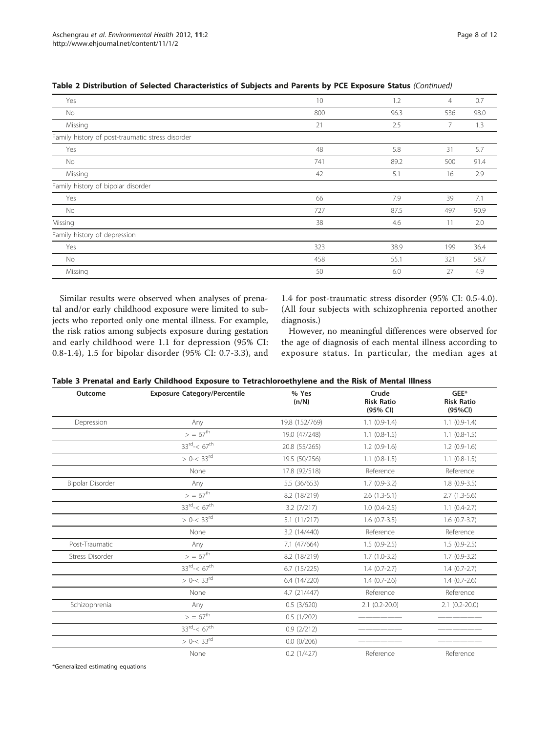**Table 2 Distribution of Selected Characteristics of Subjects and Parents by PCE Exposure Status** *(Continued)*

| | | | | |
|---|---|---|---|---|
| Yes | 10 | 1.2 | 4 | 0.7 |
| No | 800 | 96.3 | 536 | 98.0 |
| Missing | 21 | 2.5 | 7 | 1.3 |
| Family history of post-traumatic stress disorder | | | | |
| Yes | 48 | 5.8 | 31 | 5.7 |
| No | 741 | 89.2 | 500 | 91.4 |
| Missing | 42 | 5.1 | 16 | 2.9 |
| Family history of bipolar disorder | | | | |
| Yes | 66 | 7.9 | 39 | 7.1 |
| No | 727 | 87.5 | 497 | 90.9 |
| Missing | 38 | 4.6 | 11 | 2.0 |
| Family history of depression | | | | |
| Yes | 323 | 38.9 | 199 | 36.4 |
| No | 458 | 55.1 | 321 | 58.7 |
| Missing | 50 | 6.0 | 27 | 4.9 |

Similar results were observed when analyses of prenatal and/or early childhood exposure were limited to subjects who reported only one mental illness. For example, the risk ratios among subjects exposure during gestation and early childhood were 1.1 for depression (95% CI: 0.8-1.4), 1.5 for bipolar disorder (95% CI: 0.7-3.3), and 1.4 for post-traumatic stress disorder (95% CI: 0.5-4.0). (All four subjects with schizophrenia reported another diagnosis.)

However, no meaningful differences were observed for the age of diagnosis of each mental illness according to exposure status. In particular, the median ages at

**Table 3 Prenatal and Early Childhood Exposure to Tetrachloroethylene and the Risk of Mental Illness**

| Outcome | Exposure Category/Percentile | % Yes (n/N) | Crude Risk Ratio (95% CI) | GEE* Risk Ratio (95%CI) |
|---|---|---|---|---|
| Depression | Any | 19.8 (152/769) | 1.1 (0.9-1.4) | 1.1 (0.9-1.4) |
| | $> = 67^{th}$ | 19.0 (47/248) | 1.1 (0.8-1.5) | 1.1 (0.8-1.5) |
| | $33^{rd}$-< $67^{th}$ | 20.8 (55/265) | 1.2 (0.9-1.6) | 1.2 (0.9-1.6) |
| | > 0-< $33^{rd}$ | 19.5 (50/256) | 1.1 (0.8-1.5) | 1.1 (0.8-1.5) |
| | None | 17.8 (92/518) | Reference | Reference |
| Bipolar Disorder | Any | 5.5 (36/653) | 1.7 (0.9-3.2) | 1.8 (0.9-3.5) |
| | $> = 67^{th}$ | 8.2 (18/219) | 2.6 (1.3-5.1) | 2.7 (1.3-5.6) |
| | $33^{rd}$-< $67^{th}$ | 3.2 (7/217) | 1.0 (0.4-2.5) | 1.1 (0.4-2.7) |
| | > 0-< $33^{rd}$ | 5.1 (11/217) | 1.6 (0.7-3.5) | 1.6 (0.7-3.7) |
| | None | 3.2 (14/440) | Reference | Reference |
| Post-Traumatic | Any | 7.1 (47/664) | 1.5 (0.9-2.5) | 1.5 (0.9-2.5) |
| Stress Disorder | $> = 67^{th}$ | 8.2 (18/219) | 1.7 (1.0-3.2) | 1.7 (0.9-3.2) |
| | $33^{rd}$-< $67^{th}$ | 6.7 (15/225) | 1.4 (0.7-2.7) | 1.4 (0.7-2.7) |
| | > 0-< $33^{rd}$ | 6.4 (14/220) | 1.4 (0.7-2.6) | 1.4 (0.7-2.6) |
| | None | 4.7 (21/447) | Reference | Reference |
| Schizophrenia | Any | 0.5 (3/620) | 2.1 (0.2-20.0) | 2.1 (0.2-20.0) |
| | $> = 67^{th}$ | 0.5 (1/202) | ———— | ———— |
| | $33^{rd}$-< $67^{th}$ | 0.9 (2/212) | ———— | ———— |
| | > 0-< $33^{rd}$ | 0.0 (0/206) | ———— | ———— |
| | None | 0.2 (1/427) | Reference | Reference |

*Generalized estimating equations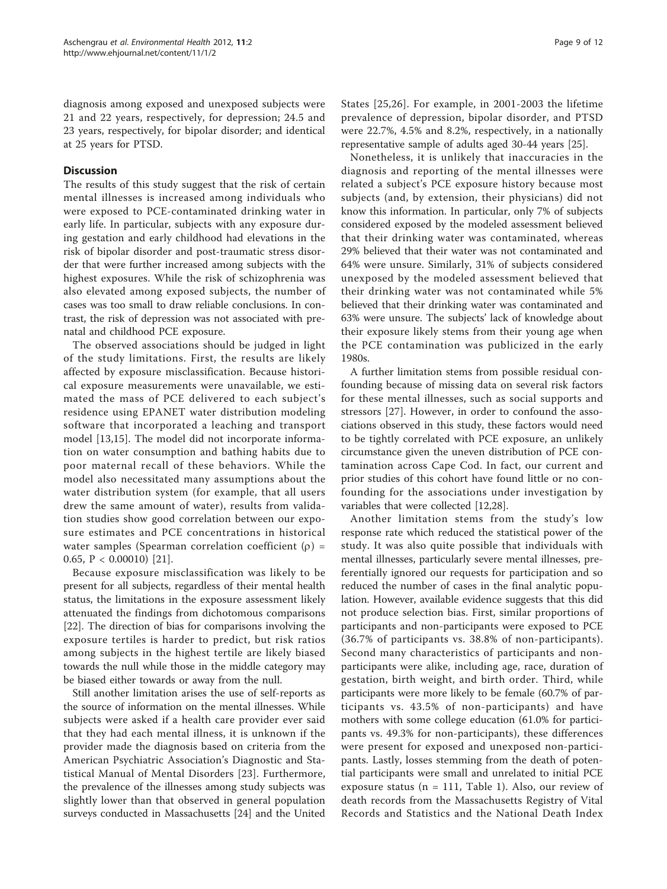diagnosis among exposed and unexposed subjects were 21 and 22 years, respectively, for depression; 24.5 and 23 years, respectively, for bipolar disorder; and identical at 25 years for PTSD.

## Discussion

The results of this study suggest that the risk of certain mental illnesses is increased among individuals who were exposed to PCE-contaminated drinking water in early life. In particular, subjects with any exposure during gestation and early childhood had elevations in the risk of bipolar disorder and post-traumatic stress disorder that were further increased among subjects with the highest exposures. While the risk of schizophrenia was also elevated among exposed subjects, the number of cases was too small to draw reliable conclusions. In contrast, the risk of depression was not associated with prenatal and childhood PCE exposure.

The observed associations should be judged in light of the study limitations. First, the results are likely affected by exposure misclassification. Because historical exposure measurements were unavailable, we estimated the mass of PCE delivered to each subject's residence using EPANET water distribution modeling software that incorporated a leaching and transport model [13,15]. The model did not incorporate information on water consumption and bathing habits due to poor maternal recall of these behaviors. While the model also necessitated many assumptions about the water distribution system (for example, that all users drew the same amount of water), results from validation studies show good correlation between our exposure estimates and PCE concentrations in historical water samples (Spearman correlation coefficient ($\rho$) = 0.65, $P < 0.00010$) [21].

Because exposure misclassification was likely to be present for all subjects, regardless of their mental health status, the limitations in the exposure assessment likely attenuated the findings from dichotomous comparisons [22]. The direction of bias for comparisons involving the exposure tertiles is harder to predict, but risk ratios among subjects in the highest tertile are likely biased towards the null while those in the middle category may be biased either towards or away from the null.

Still another limitation arises the use of self-reports as the source of information on the mental illnesses. While subjects were asked if a health care provider ever said that they had each mental illness, it is unknown if the provider made the diagnosis based on criteria from the American Psychiatric Association's Diagnostic and Statistical Manual of Mental Disorders [23]. Furthermore, the prevalence of the illnesses among study subjects was slightly lower than that observed in general population surveys conducted in Massachusetts [24] and the United States [25,26]. For example, in 2001-2003 the lifetime prevalence of depression, bipolar disorder, and PTSD were 22.7%, 4.5% and 8.2%, respectively, in a nationally representative sample of adults aged 30-44 years [25].

Nonetheless, it is unlikely that inaccuracies in the diagnosis and reporting of the mental illnesses were related a subject's PCE exposure history because most subjects (and, by extension, their physicians) did not know this information. In particular, only 7% of subjects considered exposed by the modeled assessment believed that their drinking water was contaminated, whereas 29% believed that their water was not contaminated and 64% were unsure. Similarly, 31% of subjects considered unexposed by the modeled assessment believed that their drinking water was not contaminated while 5% believed that their drinking water was contaminated and 63% were unsure. The subjects' lack of knowledge about their exposure likely stems from their young age when the PCE contamination was publicized in the early 1980s.

A further limitation stems from possible residual confounding because of missing data on several risk factors for these mental illnesses, such as social supports and stressors [27]. However, in order to confound the associations observed in this study, these factors would need to be tightly correlated with PCE exposure, an unlikely circumstance given the uneven distribution of PCE contamination across Cape Cod. In fact, our current and prior studies of this cohort have found little or no confounding for the associations under investigation by variables that were collected [12,28].

Another limitation stems from the study's low response rate which reduced the statistical power of the study. It was also quite possible that individuals with mental illnesses, particularly severe mental illnesses, preferentially ignored our requests for participation and so reduced the number of cases in the final analytic population. However, available evidence suggests that this did not produce selection bias. First, similar proportions of participants and non-participants were exposed to PCE (36.7% of participants vs. 38.8% of non-participants). Second many characteristics of participants and non-participants were alike, including age, race, duration of gestation, birth weight, and birth order. Third, while participants were more likely to be female (60.7% of participants vs. 43.5% of non-participants) and have mothers with some college education (61.0% for participants vs. 49.3% for non-participants), these differences were present for exposed and unexposed non-participants. Lastly, losses stemming from the death of potential participants were small and unrelated to initial PCE exposure status (n = 111, Table 1). Also, our review of death records from the Massachusetts Registry of Vital Records and Statistics and the National Death Index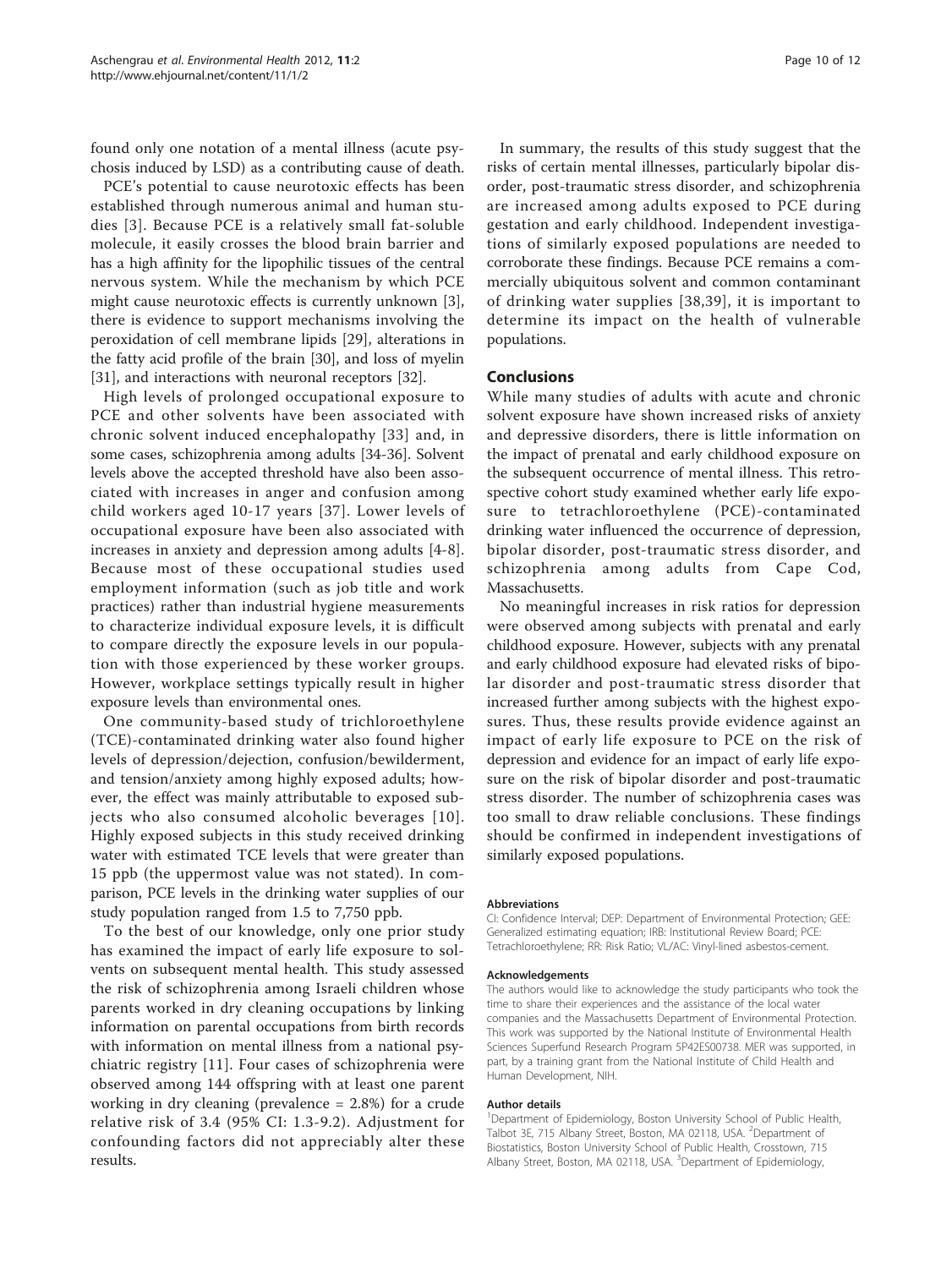found only one notation of a mental illness (acute psychosis induced by LSD) as a contributing cause of death.

PCE's potential to cause neurotoxic effects has been established through numerous animal and human studies [3]. Because PCE is a relatively small fat-soluble molecule, it easily crosses the blood brain barrier and has a high affinity for the lipophilic tissues of the central nervous system. While the mechanism by which PCE might cause neurotoxic effects is currently unknown [3], there is evidence to support mechanisms involving the peroxidation of cell membrane lipids [29], alterations in the fatty acid profile of the brain [30], and loss of myelin [31], and interactions with neuronal receptors [32].

High levels of prolonged occupational exposure to PCE and other solvents have been associated with chronic solvent induced encephalopathy [33] and, in some cases, schizophrenia among adults [34-36]. Solvent levels above the accepted threshold have also been associated with increases in anger and confusion among child workers aged 10-17 years [37]. Lower levels of occupational exposure have been also associated with increases in anxiety and depression among adults [4-8]. Because most of these occupational studies used employment information (such as job title and work practices) rather than industrial hygiene measurements to characterize individual exposure levels, it is difficult to compare directly the exposure levels in our population with those experienced by these worker groups. However, workplace settings typically result in higher exposure levels than environmental ones.

One community-based study of trichloroethylene (TCE)-contaminated drinking water also found higher levels of depression/dejection, confusion/bewilderment, and tension/anxiety among highly exposed adults; however, the effect was mainly attributable to exposed subjects who also consumed alcoholic beverages [10]. Highly exposed subjects in this study received drinking water with estimated TCE levels that were greater than 15 ppb (the uppermost value was not stated). In comparison, PCE levels in the drinking water supplies of our study population ranged from 1.5 to 7,750 ppb.

To the best of our knowledge, only one prior study has examined the impact of early life exposure to solvents on subsequent mental health. This study assessed the risk of schizophrenia among Israeli children whose parents worked in dry cleaning occupations by linking information on parental occupations from birth records with information on mental illness from a national psychiatric registry [11]. Four cases of schizophrenia were observed among 144 offspring with at least one parent working in dry cleaning (prevalence = 2.8%) for a crude relative risk of 3.4 (95% CI: 1.3-9.2). Adjustment for confounding factors did not appreciably alter these results.

In summary, the results of this study suggest that the risks of certain mental illnesses, particularly bipolar disorder, post-traumatic stress disorder, and schizophrenia are increased among adults exposed to PCE during gestation and early childhood. Independent investigations of similarly exposed populations are needed to corroborate these findings. Because PCE remains a commercially ubiquitous solvent and common contaminant of drinking water supplies [38,39], it is important to determine its impact on the health of vulnerable populations.

## Conclusions

While many studies of adults with acute and chronic solvent exposure have shown increased risks of anxiety and depressive disorders, there is little information on the impact of prenatal and early childhood exposure on the subsequent occurrence of mental illness. This retrospective cohort study examined whether early life exposure to tetrachloroethylene (PCE)-contaminated drinking water influenced the occurrence of depression, bipolar disorder, post-traumatic stress disorder, and schizophrenia among adults from Cape Cod, Massachusetts.

No meaningful increases in risk ratios for depression were observed among subjects with prenatal and early childhood exposure. However, subjects with any prenatal and early childhood exposure had elevated risks of bipolar disorder and post-traumatic stress disorder that increased further among subjects with the highest exposures. Thus, these results provide evidence against an impact of early life exposure to PCE on the risk of depression and evidence for an impact of early life exposure on the risk of bipolar disorder and post-traumatic stress disorder. The number of schizophrenia cases was too small to draw reliable conclusions. These findings should be confirmed in independent investigations of similarly exposed populations.

#### Abbreviations

CI: Confidence Interval; DEP: Department of Environmental Protection; GEE: Generalized estimating equation; IRB: Institutional Review Board; PCE: Tetrachloroethylene; RR: Risk Ratio; VL/AC: Vinyl-lined asbestos-cement.

#### Acknowledgements

The authors would like to acknowledge the study participants who took the time to share their experiences and the assistance of the local water companies and the Massachusetts Department of Environmental Protection. This work was supported by the National Institute of Environmental Health Sciences Superfund Research Program 5P42ES00738. MER was supported, in part, by a training grant from the National Institute of Child Health and Human Development, NIH.

#### Author details

[1]Department of Epidemiology, Boston University School of Public Health, Talbot 3E, 715 Albany Street, Boston, MA 02118, USA. [2]Department of Biostatistics, Boston University School of Public Health, Crosstown, 715 Albany Street, Boston, MA 02118, USA. [3]Department of Epidemiology,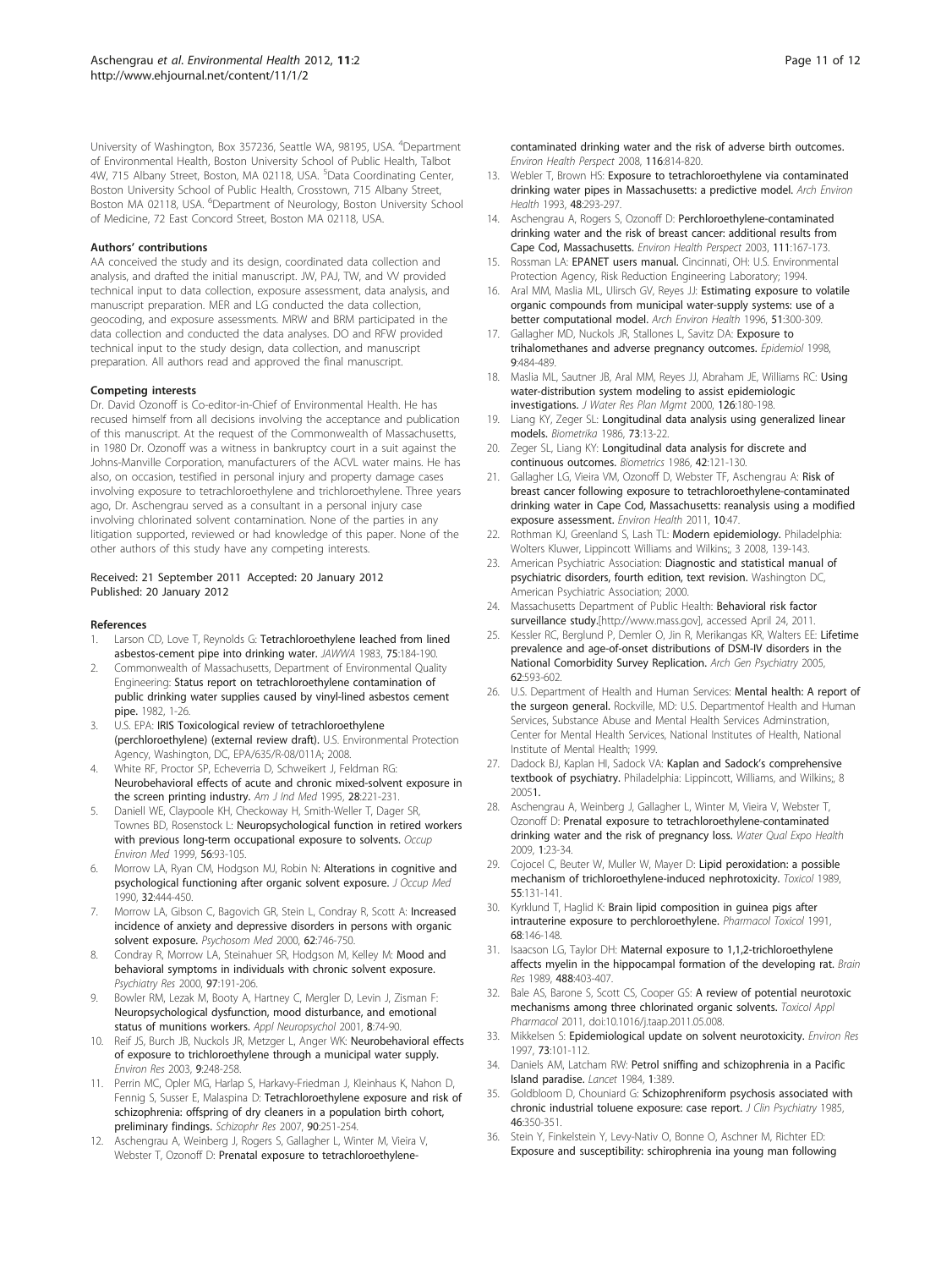University of Washington, Box 357236, Seattle WA, 98195, USA. [4]Department of Environmental Health, Boston University School of Public Health, Talbot 4W, 715 Albany Street, Boston, MA 02118, USA. [5]Data Coordinating Center, Boston University School of Public Health, Crosstown, 715 Albany Street, Boston MA 02118, USA. [6]Department of Neurology, Boston University School of Medicine, 72 East Concord Street, Boston MA 02118, USA.

#### Authors' contributions

AA conceived the study and its design, coordinated data collection and analysis, and drafted the initial manuscript. JW, PAJ, TW, and VV provided technical input to data collection, exposure assessment, data analysis, and manuscript preparation. MER and LG conducted the data collection, geocoding, and exposure assessments. MRW and BRM participated in the data collection and conducted the data analyses. DO and RFW provided technical input to the study design, data collection, and manuscript preparation. All authors read and approved the final manuscript.

#### Competing interests

Dr. David Ozonoff is Co-editor-in-Chief of Environmental Health. He has recused himself from all decisions involving the acceptance and publication of this manuscript. At the request of the Commonwealth of Massachusetts, in 1980 Dr. Ozonoff was a witness in bankruptcy court in a suit against the Johns-Manville Corporation, manufacturers of the ACVL water mains. He has also, on occasion, testified in personal injury and property damage cases involving exposure to tetrachloroethylene and trichloroethylene. Three years ago, Dr. Aschengrau served as a consultant in a personal injury case involving chlorinated solvent contamination. None of the parties in any litigation supported, reviewed or had knowledge of this paper. None of the other authors of this study have any competing interests.

Received: 21 September 2011 Accepted: 20 January 2012
Published: 20 January 2012

#### References

1. Larson CD, Love T, Reynolds G: **Tetrachloroethylene leached from lined asbestos-cement pipe into drinking water.** *JAWWA* 1983, **75**:184-190.
2. Commonwealth of Massachusetts, Department of Environmental Quality Engineering: **Status report on tetrachloroethylene contamination of public drinking water supplies caused by vinyl-lined asbestos cement pipe.** 1982, 1-26.
3. U.S. EPA: **IRIS Toxicological review of tetrachloroethylene (perchloroethylene) (external review draft).** U.S. Environmental Protection Agency, Washington, DC, EPA/635/R-08/011A; 2008.
4. White RF, Proctor SP, Echeverria D, Schweikert J, Feldman RG: **Neurobehavioral effects of acute and chronic mixed-solvent exposure in the screen printing industry.** *Am J Ind Med* 1995, **28**:221-231.
5. Daniell WE, Claypoole KH, Checkoway H, Smith-Weller T, Dager SR, Townes BD, Rosenstock L: **Neuropsychological function in retired workers with previous long-term occupational exposure to solvents.** *Occup Environ Med* 1999, **56**:93-105.
6. Morrow LA, Ryan CM, Hodgson MJ, Robin N: **Alterations in cognitive and psychological functioning after organic solvent exposure.** *J Occup Med* 1990, **32**:444-450.
7. Morrow LA, Gibson C, Bagovich GR, Stein L, Condray R, Scott A: **Increased incidence of anxiety and depressive disorders in persons with organic solvent exposure.** *Psychosom Med* 2000, **62**:746-750.
8. Condray R, Morrow LA, Steinahuer SR, Hodgson M, Kelley M: **Mood and behavioral symptoms in individuals with chronic solvent exposure.** *Psychiatry Res* 2000, **97**:191-206.
9. Bowler RM, Lezak M, Booty A, Hartney C, Mergler D, Levin J, Zisman F: **Neuropsychological dysfunction, mood disturbance, and emotional status of munitions workers.** *Appl Neuropsychol* 2001, **8**:74-90.
10. Reif JS, Burch JB, Nuckols JR, Metzger L, Anger WK: **Neurobehavioral effects of exposure to trichloroethylene through a municipal water supply.** *Environ Res* 2003, **9**:248-258.
11. Perrin MC, Opler MG, Harlap S, Harkavy-Friedman J, Kleinhaus K, Nahon D, Fennig S, Susser E, Malaspina D: **Tetrachloroethylene exposure and risk of schizophrenia: offspring of dry cleaners in a population birth cohort, preliminary findings.** *Schizophr Res* 2007, **90**:251-254.
12. Aschengrau A, Weinberg J, Rogers S, Gallagher L, Winter M, Vieira V, Webster T, Ozonoff D: **Prenatal exposure to tetrachloroethylene-contaminated drinking water and the risk of adverse birth outcomes.** *Environ Health Perspect* 2008, **116**:814-820.
13. Webler T, Brown HS: **Exposure to tetrachloroethylene via contaminated drinking water pipes in Massachusetts: a predictive model.** *Arch Environ Health* 1993, **48**:293-297.
14. Aschengrau A, Rogers S, Ozonoff D: **Perchloroethylene-contaminated drinking water and the risk of breast cancer: additional results from Cape Cod, Massachusetts.** *Environ Health Perspect* 2003, **111**:167-173.
15. Rossman LA: **EPANET users manual.** Cincinnati, OH: U.S. Environmental Protection Agency, Risk Reduction Engineering Laboratory; 1994.
16. Aral MM, Maslia ML, Ulirsch GV, Reyes JJ: **Estimating exposure to volatile organic compounds from municipal water-supply systems: use of a better computational model.** *Arch Environ Health* 1996, **51**:300-309.
17. Gallagher MD, Nuckols JR, Stallones L, Savitz DA: **Exposure to trihalomethanes and adverse pregnancy outcomes.** *Epidemiol* 1998, **9**:484-489.
18. Maslia ML, Sautner JB, Aral MM, Reyes JJ, Abraham JE, Williams RC: **Using water-distribution system modeling to assist epidemiologic investigations.** *J Water Res Plan Mgmt* 2000, **126**:180-198.
19. Liang KY, Zeger SL: **Longitudinal data analysis using generalized linear models.** *Biometrika* 1986, **73**:13-22.
20. Zeger SL, Liang KY: **Longitudinal data analysis for discrete and continuous outcomes.** *Biometrics* 1986, **42**:121-130.
21. Gallagher LG, Vieira VM, Ozonoff D, Webster TF, Aschengrau A: **Risk of breast cancer following exposure to tetrachloroethylene-contaminated drinking water in Cape Cod, Massachusetts: reanalysis using a modified exposure assessment.** *Environ Health* 2011, **10**:47.
22. Rothman KJ, Greenland S, Lash TL: **Modern epidemiology.** Philadelphia: Wolters Kluwer, Lippincott Williams and Wilkins;, 3 2008, 139-143.
23. American Psychiatric Association: **Diagnostic and statistical manual of psychiatric disorders, fourth edition, text revision.** Washington DC, American Psychiatric Association; 2000.
24. Massachusetts Department of Public Health: **Behavioral risk factor surveillance study.**[http://www.mass.gov], accessed April 24, 2011.
25. Kessler RC, Berglund P, Demler O, Jin R, Merikangas KR, Walters EE: **Lifetime prevalence and age-of-onset distributions of DSM-IV disorders in the National Comorbidity Survey Replication.** *Arch Gen Psychiatry* 2005, **62**:593-602.
26. U.S. Department of Health and Human Services: **Mental health: A report of the surgeon general.** Rockville, MD: U.S. Departmentof Health and Human Services, Substance Abuse and Mental Health Services Adminstration, Center for Mental Health Services, National Institutes of Health, National Institute of Mental Health; 1999.
27. Dadock BJ, Kaplan HI, Sadock VA: **Kaplan and Sadock's comprehensive textbook of psychiatry.** Philadelphia: Lippincott, Williams, and Wilkins;, 8 2005**1**.
28. Aschengrau A, Weinberg J, Gallagher L, Winter M, Vieira V, Webster T, Ozonoff D: **Prenatal exposure to tetrachloroethylene-contaminated drinking water and the risk of pregnancy loss.** *Water Qual Expo Health* 2009, **1**:23-34.
29. Cojocel C, Beuter W, Muller W, Mayer D: **Lipid peroxidation: a possible mechanism of trichloroethylene-induced nephrotoxicity.** *Toxicol* 1989, **55**:131-141.
30. Kyrklund T, Haglid K: **Brain lipid composition in guinea pigs after intrauterine exposure to perchloroethylene.** *Pharmacol Toxicol* 1991, **68**:146-148.
31. Isaacson LG, Taylor DH: **Maternal exposure to 1,1,2-trichloroethylene affects myelin in the hippocampal formation of the developing rat.** *Brain Res* 1989, **488**:403-407.
32. Bale AS, Barone S, Scott CS, Cooper GS: **A review of potential neurotoxic mechanisms among three chlorinated organic solvents.** *Toxicol Appl Pharmacol* 2011, doi:10.1016/j.taap.2011.05.008.
33. Mikkelsen S: **Epidemiological update on solvent neurotoxicity.** *Environ Res* 1997, **73**:101-112.
34. Daniels AM, Latcham RW: **Petrol sniffing and schizophrenia in a Pacific Island paradise.** *Lancet* 1984, **1**:389.
35. Goldbloom D, Chouniard G: **Schizophreniform psychosis associated with chronic industrial toluene exposure: case report.** *J Clin Psychiatry* 1985, **46**:350-351.
36. Stein Y, Finkelstein Y, Levy-Nativ O, Bonne O, Aschner M, Richter ED: **Exposure and susceptibility: schirophrenia ina young man following**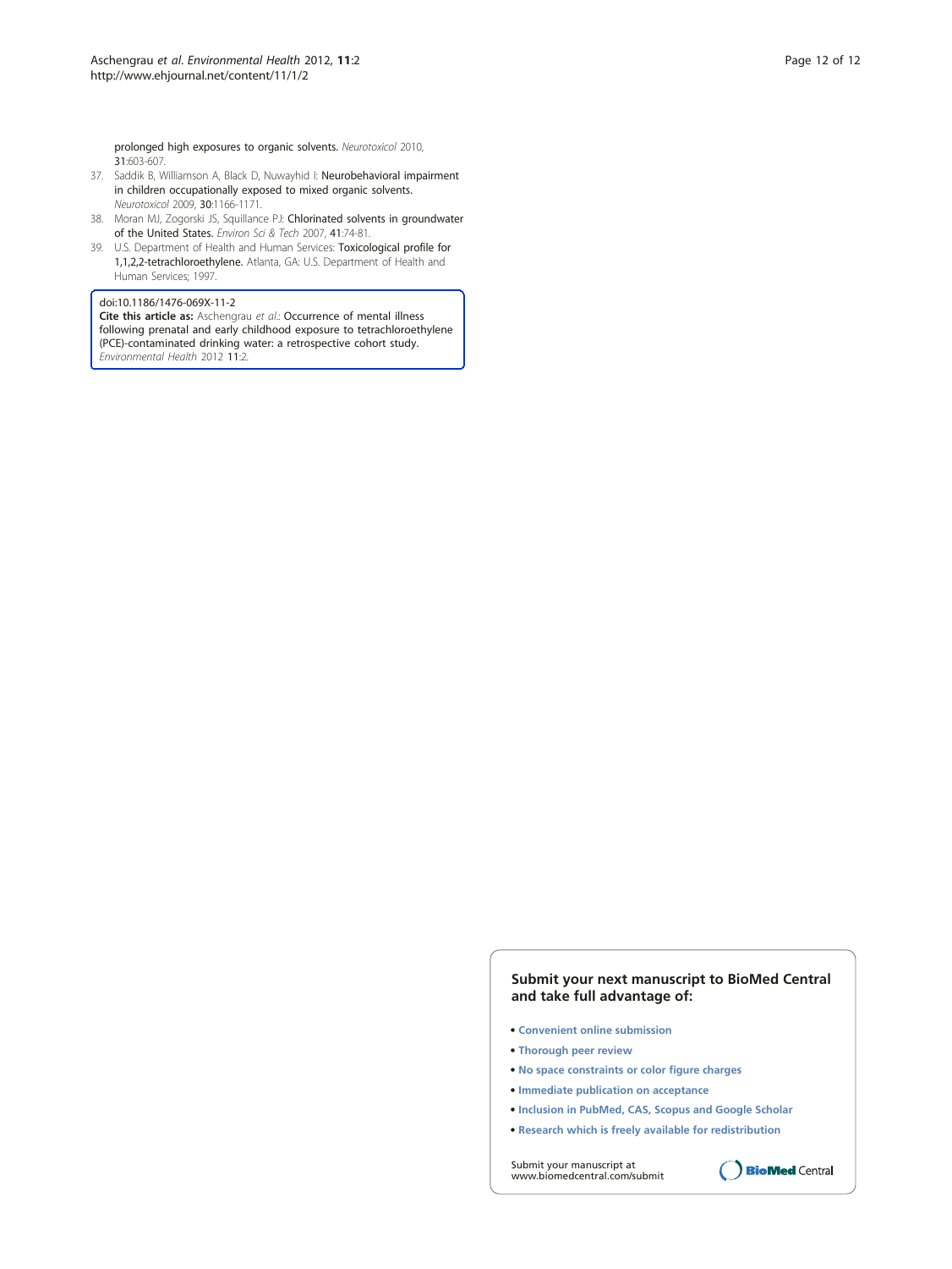prolonged high exposures to organic solvents. *Neurotoxicol* 2010, **31**:603-607.

37. Saddik B, Williamson A, Black D, Nuwayhid I: **Neurobehavioral impairment in children occupationally exposed to mixed organic solvents.** *Neurotoxicol* 2009, **30**:1166-1171.
38. Moran MJ, Zogorski JS, Squillance PJ: **Chlorinated solvents in groundwater of the United States.** *Environ Sci & Tech* 2007, **41**:74-81.
39. U.S. Department of Health and Human Services: **Toxicological profile for 1,1,2,2-tetrachloroethylene.** Atlanta, GA: U.S. Department of Health and Human Services; 1997.

doi:10.1186/1476-069X-11-2

**Cite this article as:** Aschengrau *et al.*: Occurrence of mental illness following prenatal and early childhood exposure to tetrachloroethylene (PCE)-contaminated drinking water: a retrospective cohort study. *Environmental Health* 2012 **11**:2.

**Submit your next manuscript to BioMed Central and take full advantage of:**

- **Convenient online submission**
- **Thorough peer review**
- **No space constraints or color figure charges**
- **Immediate publication on acceptance**
- **Inclusion in PubMed, CAS, Scopus and Google Scholar**
- **Research which is freely available for redistribution**

Submit your manuscript at
www.biomedcentral.com/submit

BioMed Central